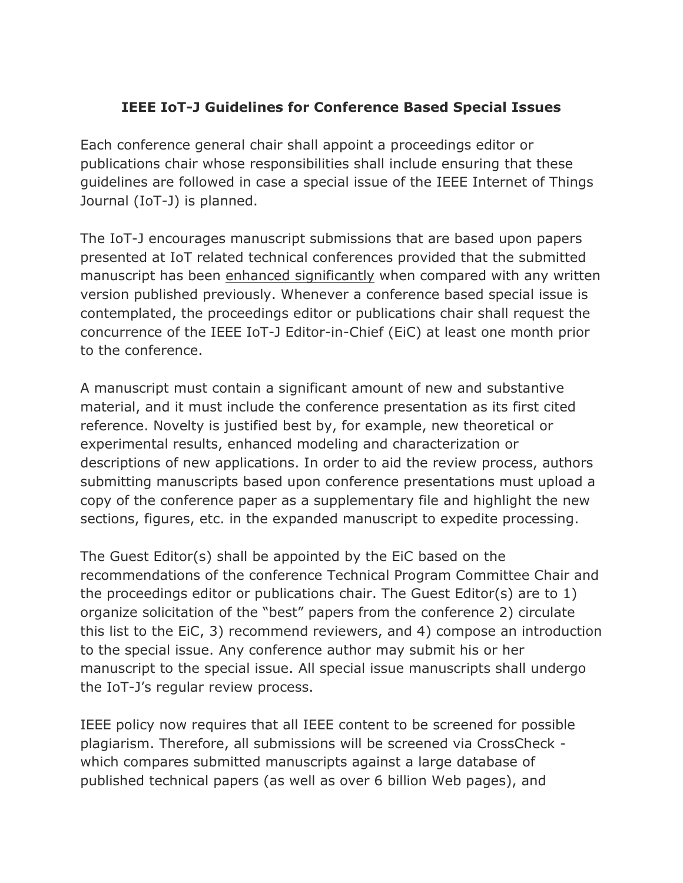# IEEE IoT-J Guidelines for Conference Based Special Issues

Each conference general chair shall appoint a proceedings editor or publications chair whose responsibilities shall include ensuring that these guidelines are followed in case a special issue of the IEEE Internet of Things Journal (IoT-J) is planned.

The IoT-J encourages manuscript submissions that are based upon papers presented at IoT related technical conferences provided that the submitted manuscript has been <u>enhanced significantly</u> when compared with any written version published previously. Whenever a conference based special issue is contemplated, the proceedings editor or publications chair shall request the concurrence of the IEEE IoT-J Editor-in-Chief (EiC) at least one month prior to the conference.

A manuscript must contain a significant amount of new and substantive material, and it must include the conference presentation as its first cited reference. Novelty is justified best by, for example, new theoretical or experimental results, enhanced modeling and characterization or descriptions of new applications. In order to aid the review process, authors submitting manuscripts based upon conference presentations must upload a copy of the conference paper as a supplementary file and highlight the new sections, figures, etc. in the expanded manuscript to expedite processing.

The Guest Editor(s) shall be appointed by the EiC based on the recommendations of the conference Technical Program Committee Chair and the proceedings editor or publications chair. The Guest Editor(s) are to 1) organize solicitation of the "best" papers from the conference 2) circulate this list to the EiC, 3) recommend reviewers, and 4) compose an introduction to the special issue. Any conference author may submit his or her manuscript to the special issue. All special issue manuscripts shall undergo the IoT-J's regular review process.

IEEE policy now requires that all IEEE content to be screened for possible plagiarism. Therefore, all submissions will be screened via CrossCheck - which compares submitted manuscripts against a large database of published technical papers (as well as over 6 billion Web pages), and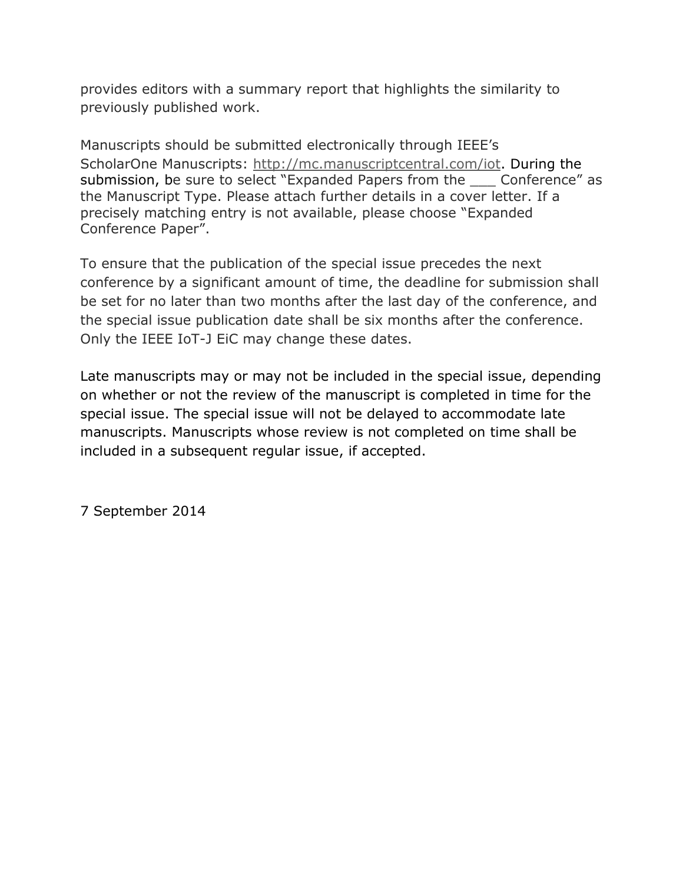provides editors with a summary report that highlights the similarity to previously published work.

Manuscripts should be submitted electronically through IEEE's ScholarOne Manuscripts: http://mc.manuscriptcentral.com/iot. During the submission, be sure to select "Expanded Papers from the ___ Conference" as the Manuscript Type. Please attach further details in a cover letter. If a precisely matching entry is not available, please choose "Expanded Conference Paper".

To ensure that the publication of the special issue precedes the next conference by a significant amount of time, the deadline for submission shall be set for no later than two months after the last day of the conference, and the special issue publication date shall be six months after the conference. Only the IEEE IoT-J EiC may change these dates.

Late manuscripts may or may not be included in the special issue, depending on whether or not the review of the manuscript is completed in time for the special issue. The special issue will not be delayed to accommodate late manuscripts. Manuscripts whose review is not completed on time shall be included in a subsequent regular issue, if accepted.

7 September 2014